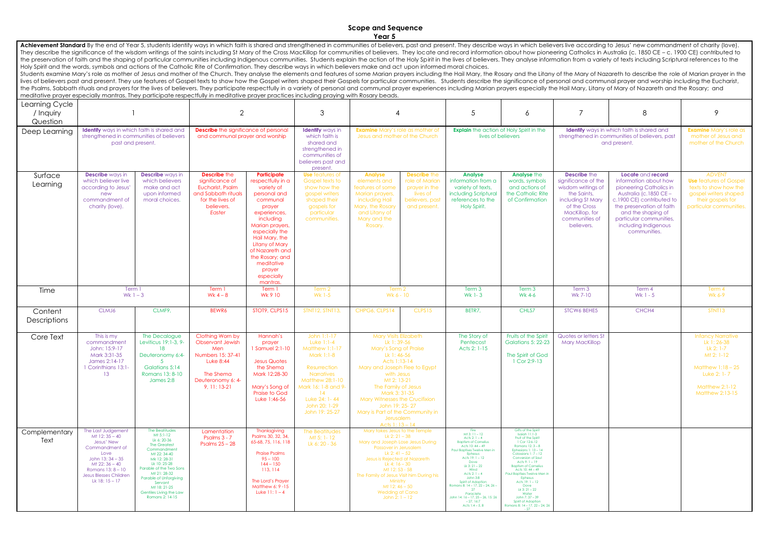# Scope and Sequence

## Year 5

**Achievement Standard** By the end of Year 5, students identify ways in which faith is shared and strengthened in communities of believers, past and present. They describe ways in which believers live according to Jesus' new commandment of charity (love). They describe the significance of the wisdom writings of the saints including St Mary of the Cross MacKillop for communities of believers. They locate and record information about how pioneering Catholics in Australia (c. 1850 CE – c. 1900 CE) contributed to the preservation of faith and the shaping of particular communities including Indigenous communities. Students explain the action of the Holy Spirit in the lives of believers. They analyse information from a variety of texts including Scriptural references to the Holy Spirit and the words, symbols and actions of the Catholic Rite of Confirmation. They describe ways in which believers make and act upon informed moral choices.
Students examine Mary's role as mother of Jesus and mother of the Church. They analyse the elements and features of some Marian prayers including the Hail Mary, the Rosary and the Litany of the Mary of Nazareth to describe the role of Marian prayer in the lives of believers past and present. They use features of Gospel texts to show how the Gospel writers shaped their Gospels for particular communities. Students describe the significance of personal and communal prayer and worship including the Eucharist, the Psalms, Sabbath rituals and prayers for the lives of believers. They participate respectfully in a variety of personal and communal prayer experiences including Marian prayers especially the Hail Mary, Litany of Mary of Nazareth and the Rosary; and meditative prayer especially mantras. They participate respectfully in meditative prayer practices including praying with Rosary beads.

| Learning Cycle / Inquiry Question | 1 | | 2 | | 3 | 4 | | 5 | 6 | 7 | 8 | 9 |
|---|---|---|---|---|---|---|---|---|---|---|---|---|
| Deep Learning | **Identify** ways in which faith is shared and strengthened in communities of believers past and present. | | **Describe** the significance of personal and communal prayer and worship | | **Identify** ways in which faith is shared and strengthened in communities of believers past and present. | **Examine** Mary's role as mother of Jesus and mother of the Church | | **Explain** the action of Holy Spirit in the lives of believers | | **Identify** ways in which faith is shared and strengthened in communities of believers, past and present. | | **Examine** Mary's role as mother of Jesus and mother of the Church |
| Surface Learning | **Describe** ways in which believer live according to Jesus' new commandment of charity (love). | **Describe** ways in which believers make and act upon informed moral choices. | **Describe** the significance of personal Eucharist, Psalm and Sabbath rituals for the lives of believers. *Easter* | **Participate** respectfully in a variety of personal and communal prayer experiences, including Marian prayers, especially the Hail Mary, the Litany of Mary of Nazareth and the Rosary; and meditative prayer especially mantras. | **Use** features of Gospel texts to show how the gospel writers shaped their gospels for particular communities. | **Analyse** elements and features of some Marian prayers, including Hail Mary, the Rosary and Litany of Mary and the Rosary. | **Describe** the role of Marian prayer in the lives of believers, past and present. | **Analyse** information from a variety of texts, including Scriptural references to the Holy Spirit. | **Analyse** the words, symbols and actions of the Catholic Rite of Confirmation | **Describe** the significance of the wisdom writings of the Saints, including St Mary of the Cross MacKillop, for communities of believers. | **Locate** and **record** information about how pioneering Catholics in Australia (c.1850 CE – c.1900 CE) contributed to the preservation of faith and the shaping of particular communities, including Indigenous communities. | *ADVENT* **Use** features of Gospel texts to show how the gospel writers shaped their gospels for particular communities. |
| Time | Term 1 Wk 1 – 3 | | Term 1 Wk 4 – 8 | Term 1 Wk 9 10 | Term 2 Wk 1-5 | Term 2 Wk 6 - 10 | | Term 3 Wk 1- 3 | Term 3 Wk 4-6 | Term 3 Wk 7-10 | Term 4 Wk 1 - 5 | Term 4 Wk 6-9 |
| Content Descriptions | CLMJ6 | CLMF9. | BEWR6 | STOT9, CLPS15 | STNT12, STNT13, | CHPG6, CLPS14 | CLPS15 | BETR7. | CHLS7 | STCW6 BEHE5 | CHCH4 | STNT13 |
| Core Text | This is my commandment John: 15:9-17 Mark 3:31-35 James 2:14-17 1 Corinthians 13:1-13 | The Decalogue Leviticus 19:1-3, 9-18 Deuteronomy 6:4-5 Galatians 5:14 Romans 13: 8-10 James 2:8 | Clothing Worn by Observant Jewish Men Numbers 15: 37-41 Luke 8:44 The Shema Deuteronomy 6: 4-9, 11: 13-21 | Hannah's prayer 1 Samuel 2:1-10 Jesus Quotes the Shema Mark 12:28-30 Mary's Song of Praise to God Luke 1:46-56 | John 1:1-17 Luke 1:1-4 Matthew 1:1-17 Mark 1:1-8 Resurrection Narratives Matthew 28:1-10 Mark 16: 1-8 and 9-14 Luke 24: 1- 44 John 20: 1-29 John 19: 25-27 | Mary Visits Elizabeth Lk 1:39-56 Mary's Song of Praise Lk 1: 46-56 Acts 1:13-14 Mary and Joseph Flee to Egypt with Jesus Mt 2: 13-21 The Family of Jesus Mark 3: 31-35 Mary Witnesses the Crucifixion John 19: 25- 27 Mary is Part of the Community in Jerusalem Acts 1: 13 – 14 | | The Story of Pentecost Acts 2: 1-15 | Fruits of the Spirit Galatians 5: 22-23 The Spirit of God 1 Cor 2:9-13 | Quotes or letters St Mary MacKillop | | Infancy Narrative Lk 1: 26-38 Lk 2: 1-7 Mt 2: 1-12 Matthew 1:18 – 25 Luke 2: 1- 7 Matthew 2:1-12 Matthew 2:13-15 |
| Complementary Text | The Last Judgement Mt 12: 35 – 40 Jesus' New Commandment of Love John 13: 34 – 35 Mt 22: 36 – 40 Romans 13: 8 – 10 Jesus Blesses Children Lk 18: 15 – 17 | The Beatitudes Mt 5:1-12 Lk 6: 20-36 The Greatest Commandment Mt 22: 34-40 Mk 12: 28-31 Lk 10: 25-28 Parable of the Two Sons Mt 21: 28-32 Parable of Unforgiving Servant Mt 18: 21-25 Gentiles Living the Law Romans 2: 14-15 | Lamentation Psalms 3 - 7 Psalms 25 – 28 | Thanksgiving Psalms 30, 32, 34, 65-68, 75, 116, 118 Praise Psalms 95 – 100 144 – 150 113, 114 The Lord's Prayer Matthew 6: 9 -15 Luke 11: 1 – 4 | The Beatitudes Mt 5: 1- 12 Lk 6: 20 - 36 | Mary takes Jesus to the Temple Lk 2: 21 – 38 Mary and Joseph Lose Jesus During Passover in Jerusalem Lk 2: 41 – 52 Jesus is Rejected at Nazareth Lk 4: 16 – 30 Mt 12: 53 – 58 The Family of Jesus Visit him During his Ministry Mt 12: 46 – 50 Wedding at Cana John 2: 1 – 12 | | Fire Mt 3: 11 – 12 Acts 2: 1 – 4 Baptism of Cornelius Acts 10: 44 – 49 Paul Baptises Twelve Men in Ephesus Acts 19: 1 – 12 Dove Lk 3: 21 – 22 Wind Acts 2: 1 – 4 John 3:8 Spirit of Adoption Romans 8: 14 – 17, 22 – 24, 26 – 27 Paraclete John 14: 16 – 17, 25 – 26, 15: 26 – 27, 16:7 Acts 1:4 – 5, 8 | Gifts of the Spirit Isaiah 11:1-3 Fruit of the Spirit 1 Cor 12:6-12 Romans 12: 3 – 8 Ephesians 1: 13 – 14 Colossians 1: 7 – 12 Conversion of Saul Acts 9: 1 – 19 Baptism of Cornelius Acts 10: 44 – 49 Paul Baptises Twelve Men in Ephesus Acts 19: 1 – 12 Dove Lk 3: 21 – 22 Water John 7: 37 – 39 Spirit of Adoption Romans 8: 14 – 17, 22 – 24, 26 – 27 | | | |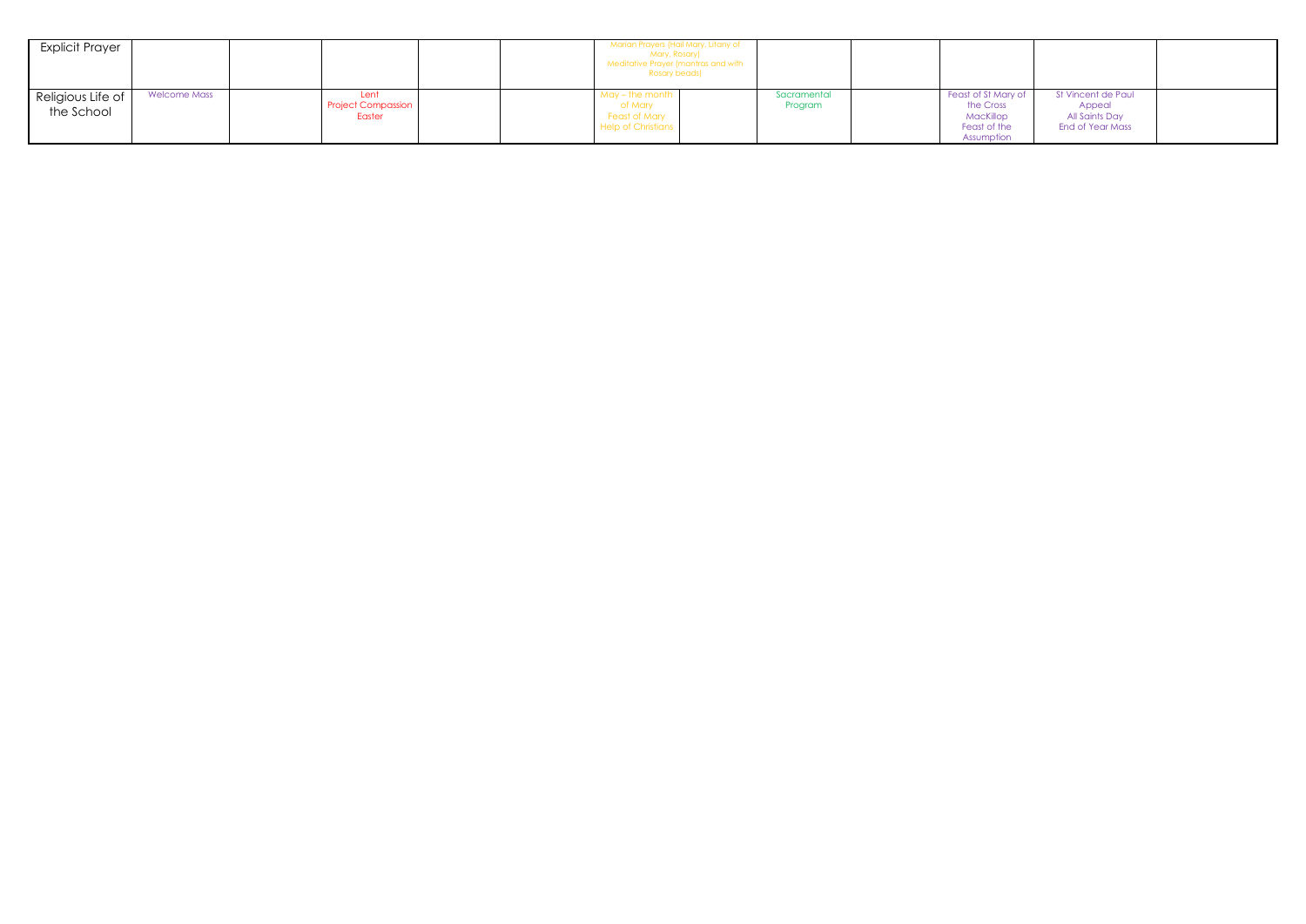| | | | | | | | | | | | | |
|---|---|---|---|---|---|---|---|---|---|---|---|---|
| Explicit Prayer | | | | | Marian Prayers (Hail Mary, Litany of Mary, Rosary)<br>Meditative Prayer (mantras and with Rosary beads) | | | | | | | |
| Religious Life of the School | Welcome Mass | | Lent<br>Project Compassion<br>Easter | | | May – the month of Mary<br>Feast of Mary Help of Christians | | Sacramental Program | | Feast of St Mary of the Cross MacKillop<br>Feast of the Assumption | St Vincent de Paul Appeal<br>All Saints Day<br>End of Year Mass | |